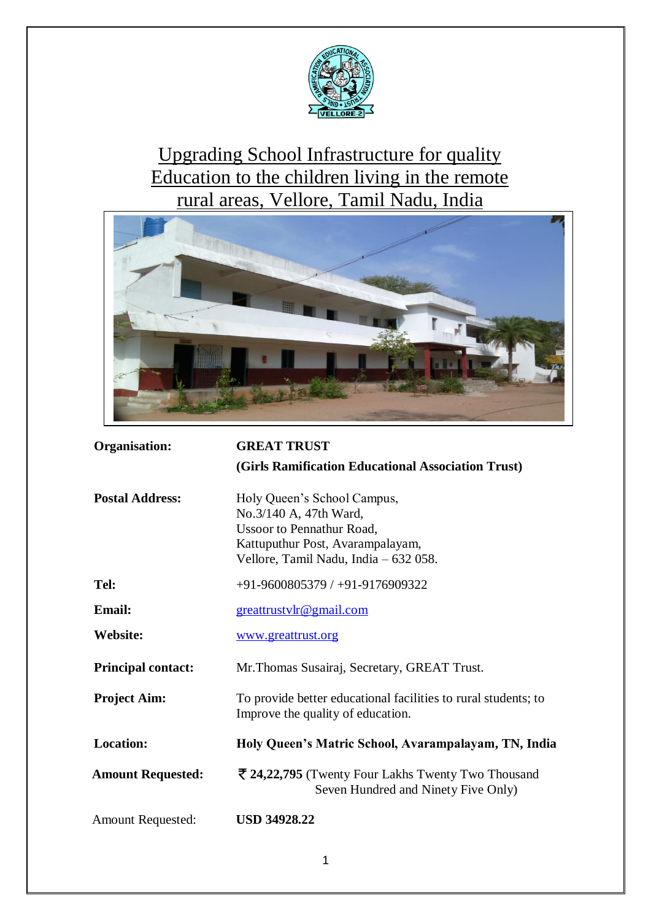# Upgrading School Infrastructure for quality Education to the children living in the remote rural areas, Vellore, Tamil Nadu, India

| | |
|---|---|
| **Organisation:** | **GREAT TRUST** <br> **(Girls Ramification Educational Association Trust)** |
| **Postal Address:** | Holy Queen's School Campus, <br> No.3/140 A, 47th Ward, <br> Ussoor to Pennathur Road, <br> Kattuputhur Post, Avarampalayam, <br> Vellore, Tamil Nadu, India – 632 058. |
| **Tel:** | +91-9600805379 / +91-9176909322 |
| **Email:** | greattrustvlr@gmail.com |
| **Website:** | www.greattrust.org |
| **Principal contact:** | Mr.Thomas Susairaj, Secretary, GREAT Trust. |
| **Project Aim:** | To provide better educational facilities to rural students; to Improve the quality of education. |
| **Location:** | **Holy Queen's Matric School, Avarampalayam, TN, India** |
| **Amount Requested:** | **₹ 24,22,795** (Twenty Four Lakhs Twenty Two Thousand Seven Hundred and Ninety Five Only) |
| Amount Requested: | **USD 34928.22** |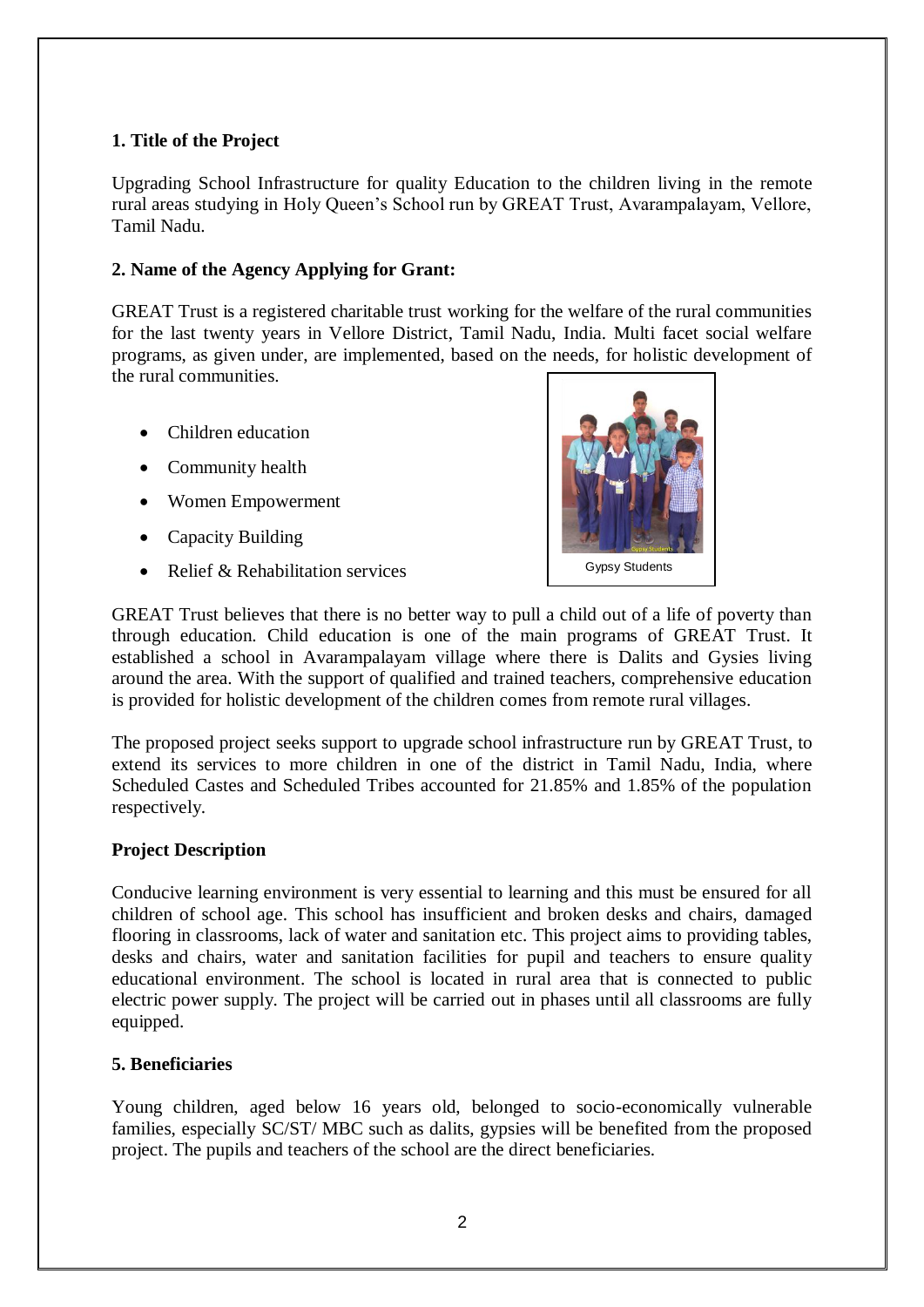**1. Title of the Project**

Upgrading School Infrastructure for quality Education to the children living in the remote rural areas studying in Holy Queen's School run by GREAT Trust, Avarampalayam, Vellore, Tamil Nadu.

**2. Name of the Agency Applying for Grant:**

GREAT Trust is a registered charitable trust working for the welfare of the rural communities for the last twenty years in Vellore District, Tamil Nadu, India. Multi facet social welfare programs, as given under, are implemented, based on the needs, for holistic development of the rural communities.

- Children education
- Community health
- Women Empowerment
- Capacity Building
- Relief & Rehabilitation services

Gypsy Students

GREAT Trust believes that there is no better way to pull a child out of a life of poverty than through education. Child education is one of the main programs of GREAT Trust. It established a school in Avarampalayam village where there is Dalits and Gysies living around the area. With the support of qualified and trained teachers, comprehensive education is provided for holistic development of the children comes from remote rural villages.

The proposed project seeks support to upgrade school infrastructure run by GREAT Trust, to extend its services to more children in one of the district in Tamil Nadu, India, where Scheduled Castes and Scheduled Tribes accounted for 21.85% and 1.85% of the population respectively.

**Project Description**

Conducive learning environment is very essential to learning and this must be ensured for all children of school age. This school has insufficient and broken desks and chairs, damaged flooring in classrooms, lack of water and sanitation etc. This project aims to providing tables, desks and chairs, water and sanitation facilities for pupil and teachers to ensure quality educational environment. The school is located in rural area that is connected to public electric power supply. The project will be carried out in phases until all classrooms are fully equipped.

**5. Beneficiaries**

Young children, aged below 16 years old, belonged to socio-economically vulnerable families, especially SC/ST/ MBC such as dalits, gypsies will be benefited from the proposed project. The pupils and teachers of the school are the direct beneficiaries.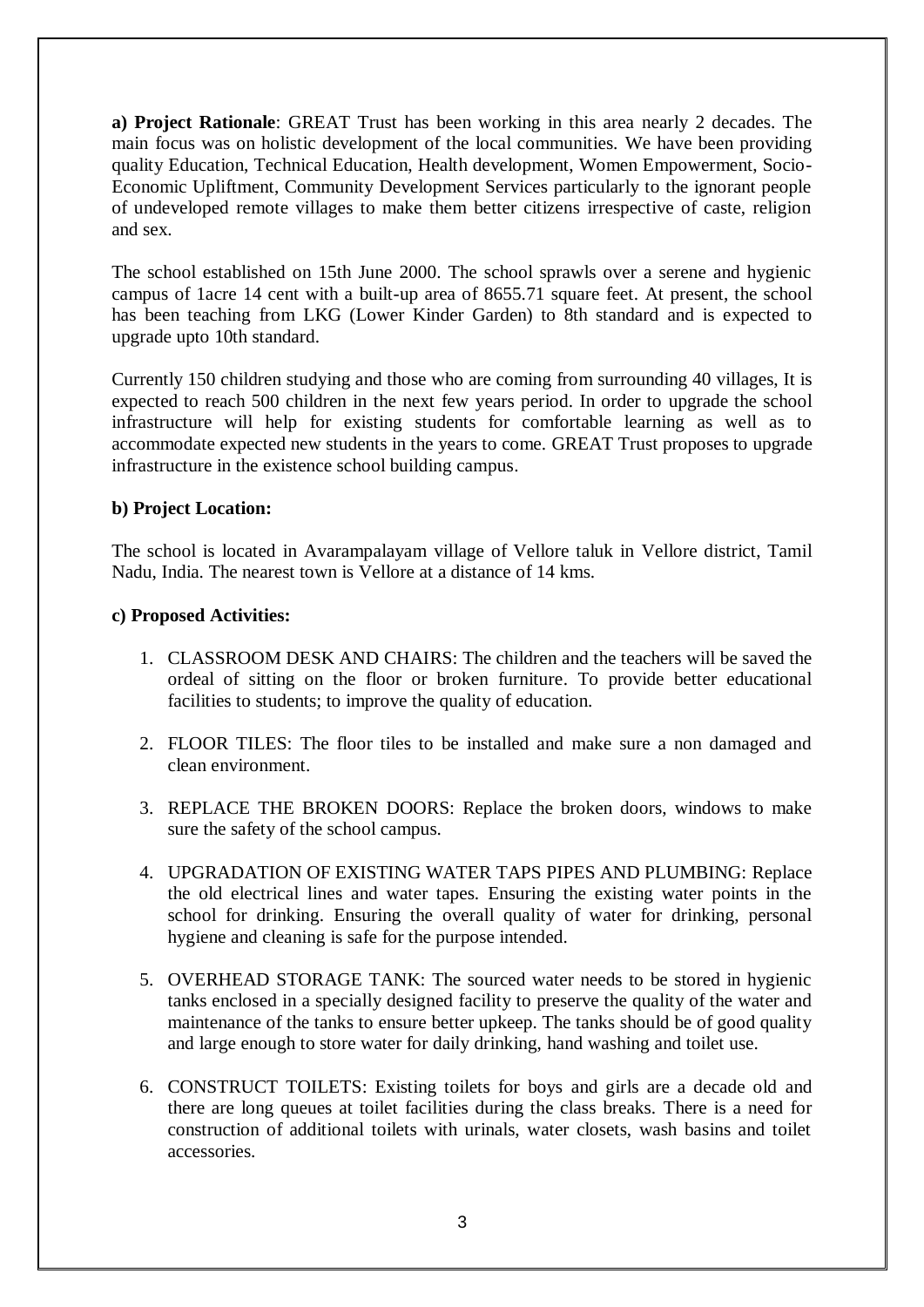**a) Project Rationale**: GREAT Trust has been working in this area nearly 2 decades. The main focus was on holistic development of the local communities. We have been providing quality Education, Technical Education, Health development, Women Empowerment, Socio-Economic Upliftment, Community Development Services particularly to the ignorant people of undeveloped remote villages to make them better citizens irrespective of caste, religion and sex.

The school established on 15th June 2000. The school sprawls over a serene and hygienic campus of 1acre 14 cent with a built-up area of 8655.71 square feet. At present, the school has been teaching from LKG (Lower Kinder Garden) to 8th standard and is expected to upgrade upto 10th standard.

Currently 150 children studying and those who are coming from surrounding 40 villages, It is expected to reach 500 children in the next few years period. In order to upgrade the school infrastructure will help for existing students for comfortable learning as well as to accommodate expected new students in the years to come. GREAT Trust proposes to upgrade infrastructure in the existence school building campus.

**b) Project Location:**

The school is located in Avarampalayam village of Vellore taluk in Vellore district, Tamil Nadu, India. The nearest town is Vellore at a distance of 14 kms.

**c) Proposed Activities:**

1. CLASSROOM DESK AND CHAIRS: The children and the teachers will be saved the ordeal of sitting on the floor or broken furniture. To provide better educational facilities to students; to improve the quality of education.
2. FLOOR TILES: The floor tiles to be installed and make sure a non damaged and clean environment.
3. REPLACE THE BROKEN DOORS: Replace the broken doors, windows to make sure the safety of the school campus.
4. UPGRADATION OF EXISTING WATER TAPS PIPES AND PLUMBING: Replace the old electrical lines and water tapes. Ensuring the existing water points in the school for drinking. Ensuring the overall quality of water for drinking, personal hygiene and cleaning is safe for the purpose intended.
5. OVERHEAD STORAGE TANK: The sourced water needs to be stored in hygienic tanks enclosed in a specially designed facility to preserve the quality of the water and maintenance of the tanks to ensure better upkeep. The tanks should be of good quality and large enough to store water for daily drinking, hand washing and toilet use.
6. CONSTRUCT TOILETS: Existing toilets for boys and girls are a decade old and there are long queues at toilet facilities during the class breaks. There is a need for construction of additional toilets with urinals, water closets, wash basins and toilet accessories.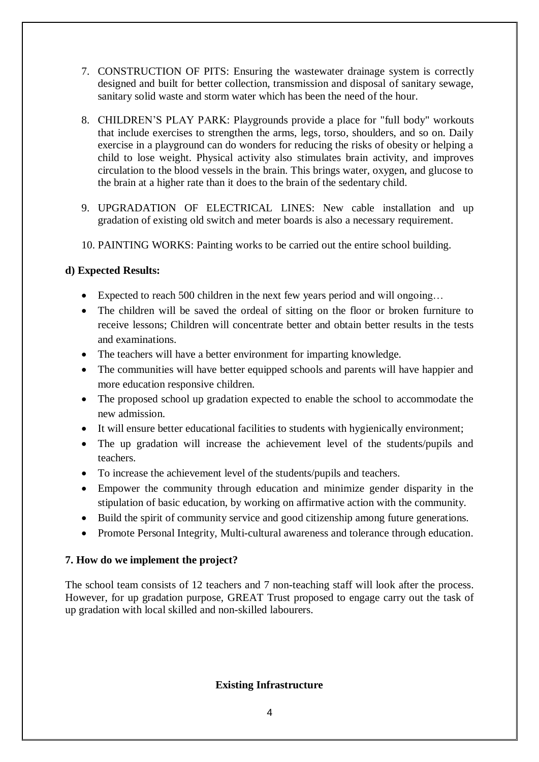7. CONSTRUCTION OF PITS: Ensuring the wastewater drainage system is correctly designed and built for better collection, transmission and disposal of sanitary sewage, sanitary solid waste and storm water which has been the need of the hour.

8. CHILDREN'S PLAY PARK: Playgrounds provide a place for "full body" workouts that include exercises to strengthen the arms, legs, torso, shoulders, and so on. Daily exercise in a playground can do wonders for reducing the risks of obesity or helping a child to lose weight. Physical activity also stimulates brain activity, and improves circulation to the blood vessels in the brain. This brings water, oxygen, and glucose to the brain at a higher rate than it does to the brain of the sedentary child.

9. UPGRADATION OF ELECTRICAL LINES: New cable installation and up gradation of existing old switch and meter boards is also a necessary requirement.

10. PAINTING WORKS: Painting works to be carried out the entire school building.

**d) Expected Results:**

- Expected to reach 500 children in the next few years period and will ongoing…
- The children will be saved the ordeal of sitting on the floor or broken furniture to receive lessons; Children will concentrate better and obtain better results in the tests and examinations.
- The teachers will have a better environment for imparting knowledge.
- The communities will have better equipped schools and parents will have happier and more education responsive children.
- The proposed school up gradation expected to enable the school to accommodate the new admission.
- It will ensure better educational facilities to students with hygienically environment;
- The up gradation will increase the achievement level of the students/pupils and teachers.
- To increase the achievement level of the students/pupils and teachers.
- Empower the community through education and minimize gender disparity in the stipulation of basic education, by working on affirmative action with the community.
- Build the spirit of community service and good citizenship among future generations.
- Promote Personal Integrity, Multi-cultural awareness and tolerance through education.

**7. How do we implement the project?**

The school team consists of 12 teachers and 7 non-teaching staff will look after the process. However, for up gradation purpose, GREAT Trust proposed to engage carry out the task of up gradation with local skilled and non-skilled labourers.

**Existing Infrastructure**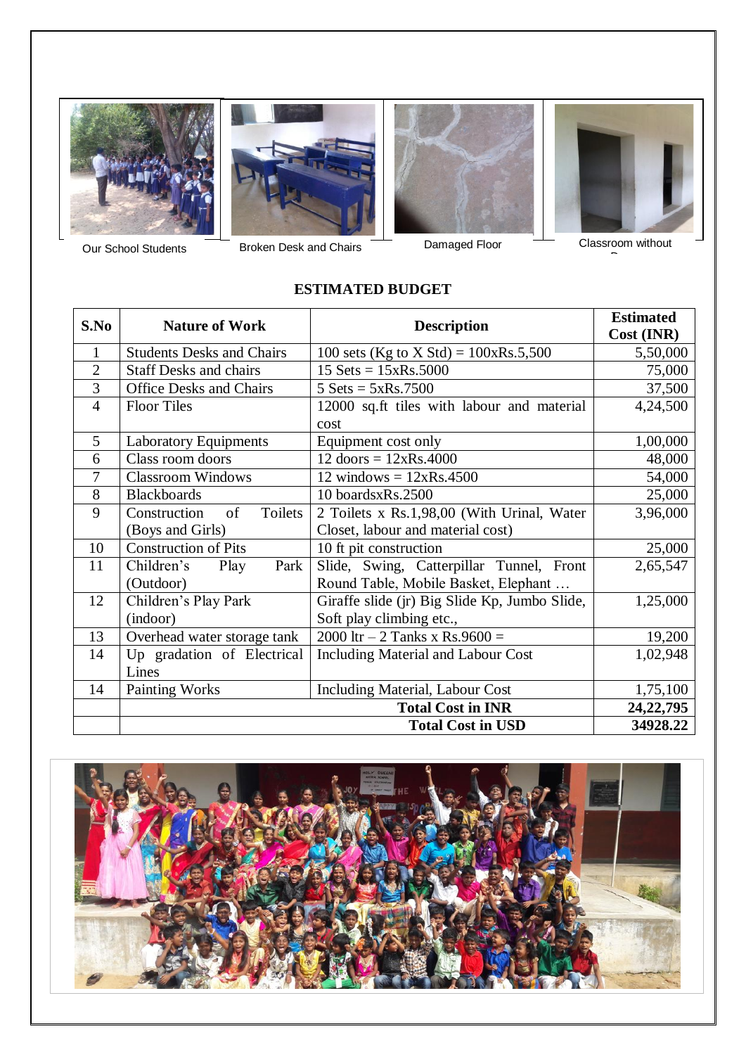Our School Students

Broken Desk and Chairs

Damaged Floor

Classroom without D...

## ESTIMATED BUDGET

| S.No | Nature of Work | Description | Estimated Cost (INR) |
|---|---|---|---|
| 1 | Students Desks and Chairs | 100 sets (Kg to X Std) = 100xRs.5,500 | 5,50,000 |
| 2 | Staff Desks and chairs | 15 Sets = 15xRs.5000 | 75,000 |
| 3 | Office Desks and Chairs | 5 Sets = 5xRs.7500 | 37,500 |
| 4 | Floor Tiles | 12000 sq.ft tiles with labour and material cost | 4,24,500 |
| 5 | Laboratory Equipments | Equipment cost only | 1,00,000 |
| 6 | Class room doors | 12 doors = 12xRs.4000 | 48,000 |
| 7 | Classroom Windows | 12 windows = 12xRs.4500 | 54,000 |
| 8 | Blackboards | 10 boardsxRs.2500 | 25,000 |
| 9 | Construction of Toilets (Boys and Girls) | 2 Toilets x Rs.1,98,00 (With Urinal, Water Closet, labour and material cost) | 3,96,000 |
| 10 | Construction of Pits | 10 ft pit construction | 25,000 |
| 11 | Children's Play Park (Outdoor) | Slide, Swing, Catterpillar Tunnel, Front Round Table, Mobile Basket, Elephant … | 2,65,547 |
| 12 | Children's Play Park (indoor) | Giraffe slide (jr) Big Slide Kp, Jumbo Slide, Soft play climbing etc., | 1,25,000 |
| 13 | Overhead water storage tank | 2000 ltr – 2 Tanks x Rs.9600 = | 19,200 |
| 14 | Up gradation of Electrical Lines | Including Material and Labour Cost | 1,02,948 |
| 14 | Painting Works | Including Material, Labour Cost | 1,75,100 |
| | **Total Cost in INR** | | **24,22,795** |
| | **Total Cost in USD** | | **34928.22** |